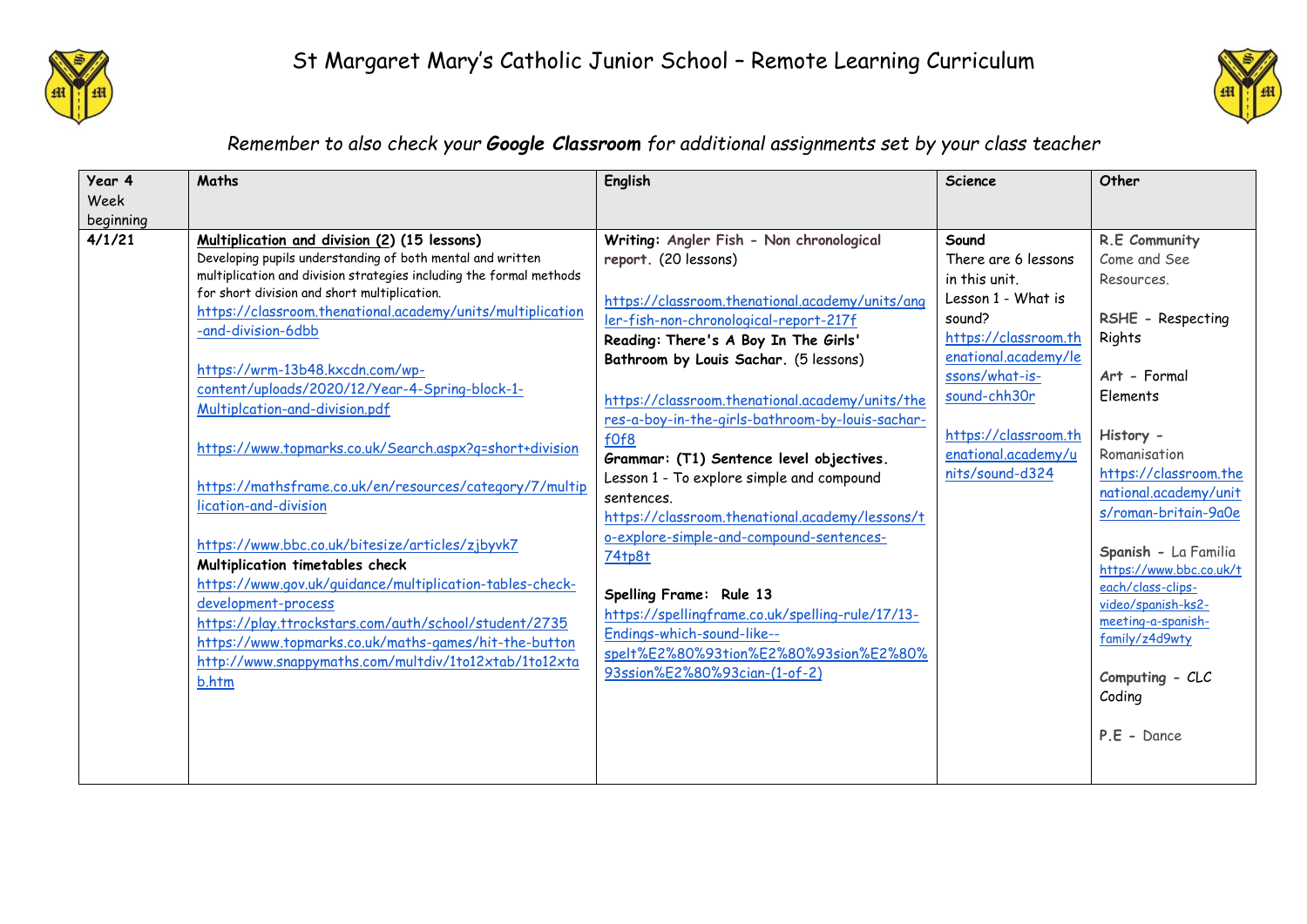# St Margaret Mary's Catholic Junior School – Remote Learning Curriculum

*Remember to also check your **Google Classroom** for additional assignments set by your class teacher*

| Year 4 Week beginning | Maths | English | Science | Other |
|---|---|---|---|---|
| 4/1/21 | **Multiplication and division (2) (15 lessons)**<br>Developing pupils understanding of both mental and written multiplication and division strategies including the formal methods for short division and short multiplication.<br>https://classroom.thenational.academy/units/multiplication-and-division-6dbb<br><br>https://wrm-13b48.kxcdn.com/wp-content/uploads/2020/12/Year-4-Spring-block-1-Multiplcation-and-division.pdf<br><br>https://www.topmarks.co.uk/Search.aspx?q=short+division<br><br>https://mathsframe.co.uk/en/resources/category/7/multiplication-and-division<br><br>https://www.bbc.co.uk/bitesize/articles/zjbyvk7<br>**Multiplication timetables check**<br>https://www.gov.uk/guidance/multiplication-tables-check-development-process<br>https://play.ttrockstars.com/auth/school/student/2735<br>https://www.topmarks.co.uk/maths-games/hit-the-button<br>http://www.snappymaths.com/multdiv/1to12xtab/1to12xtab.htm | **Writing: Angler Fish - Non chronological report.** (20 lessons)<br><br>https://classroom.thenational.academy/units/angler-fish-non-chronological-report-217f<br>**Reading: There's A Boy In The Girls' Bathroom by Louis Sachar.** (5 lessons)<br><br>https://classroom.thenational.academy/units/theres-a-boy-in-the-girls-bathroom-by-louis-sachar-f0f8<br>**Grammar: (T1) Sentence level objectives.**<br>Lesson 1 - To explore simple and compound sentences.<br>https://classroom.thenational.academy/lessons/to-explore-simple-and-compound-sentences-74tp8t<br><br>**Spelling Frame: Rule 13**<br>https://spellingframe.co.uk/spelling-rule/17/13-Endings-which-sound-like--spelt%E2%80%93tion%E2%80%93sion%E2%80%93ssion%E2%80%93cian-(1-of-2) | **Sound**<br>There are 6 lessons in this unit.<br>Lesson 1 - What is sound?<br>https://classroom.thenational.academy/lessons/what-is-sound-chh30r<br><br>https://classroom.thenational.academy/units/sound-d324 | **R.E Community** Come and See Resources.<br><br>**RSHE - Respecting Rights**<br><br>**Art - Formal Elements**<br><br>**History -** Romanisation<br>https://classroom.thenational.academy/units/roman-britain-9a0e<br><br>**Spanish -** La Familia<br>https://www.bbc.co.uk/teach/class-clips-video/spanish-ks2-meeting-a-spanish-family/z4d9wty<br><br>**Computing - CLC Coding**<br><br>**P.E -** Dance |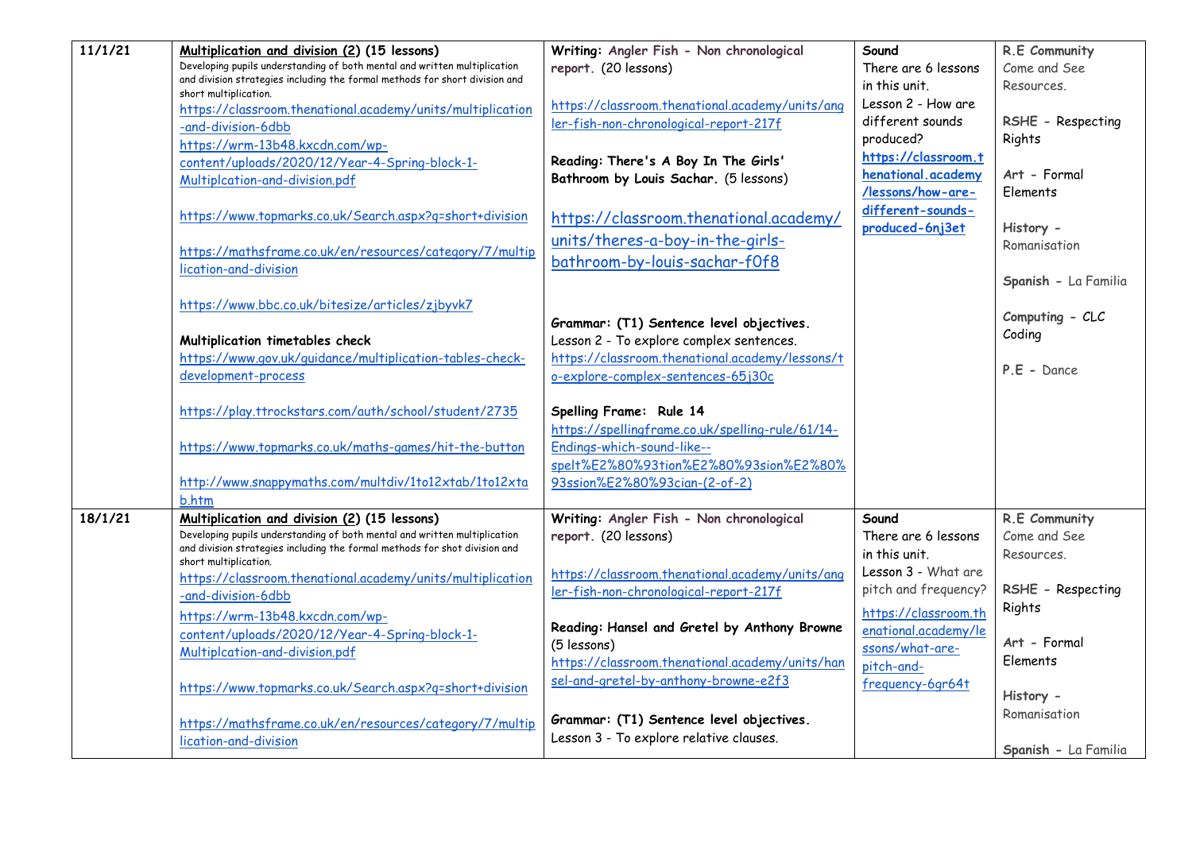| | | | | |
|---|---|---|---|---|
| 11/1/21 | **Multiplication and division (2) (15 lessons)**<br>Developing pupils understanding of both mental and written multiplication and division strategies including the formal methods for short division and short multiplication.<br>https://classroom.thenational.academy/units/multiplication-and-division-6dbb<br>https://wrm-13b48.kxcdn.com/wp-content/uploads/2020/12/Year-4-Spring-block-1-Multiplcation-and-division.pdf<br><br>https://www.topmarks.co.uk/Search.aspx?q=short+division<br><br>https://mathsframe.co.uk/en/resources/category/7/multiplication-and-division<br><br>https://www.bbc.co.uk/bitesize/articles/zjbyvk7<br><br>**Multiplication timetables check**<br>https://www.gov.uk/guidance/multiplication-tables-check-development-process<br><br>https://play.ttrockstars.com/auth/school/student/2735<br><br>https://www.topmarks.co.uk/maths-games/hit-the-button<br><br>http://www.snappymaths.com/multdiv/1to12xtab/1to12xtab.htm | **Writing: Angler Fish - Non chronological report.** (20 lessons)<br><br>https://classroom.thenational.academy/units/angler-fish-non-chronological-report-217f<br><br>**Reading: There's A Boy In The Girls' Bathroom by Louis Sachar.** (5 lessons)<br><br>https://classroom.thenational.academy/units/theres-a-boy-in-the-girls-bathroom-by-louis-sachar-f0f8<br><br>**Grammar: (T1) Sentence level objectives.**<br>Lesson 2 - To explore complex sentences.<br>https://classroom.thenational.academy/lessons/to-explore-complex-sentences-65j30c<br><br>**Spelling Frame: Rule 14**<br>https://spellingframe.co.uk/spelling-rule/61/14-Endings-which-sound-like--spelt%E2%80%93tion%E2%80%93sion%E2%80%93ssion%E2%80%93cian-(2-of-2) | **Sound**<br>There are 6 lessons in this unit.<br>Lesson 2 - How are different sounds produced?<br>**https://classroom.thenational.academy/lessons/how-are-different-sounds-produced-6nj3et** | **R.E Community**<br>Come and See Resources.<br><br>**RSHE** - Respecting Rights<br><br>**Art** - Formal Elements<br><br>**History** - Romanisation<br><br>**Spanish** - La Familia<br><br>**Computing** - CLC Coding<br><br>**P.E** - Dance |
| 18/1/21 | **Multiplication and division (2) (15 lessons)**<br>Developing pupils understanding of both mental and written multiplication and division strategies including the formal methods for shot division and short multiplication.<br>https://classroom.thenational.academy/units/multiplication-and-division-6dbb<br>https://wrm-13b48.kxcdn.com/wp-content/uploads/2020/12/Year-4-Spring-block-1-Multiplcation-and-division.pdf<br><br>https://www.topmarks.co.uk/Search.aspx?q=short+division<br><br>https://mathsframe.co.uk/en/resources/category/7/multiplication-and-division | **Writing: Angler Fish - Non chronological report.** (20 lessons)<br><br>https://classroom.thenational.academy/units/angler-fish-non-chronological-report-217f<br><br>**Reading: Hansel and Gretel by Anthony Browne** (5 lessons)<br>https://classroom.thenational.academy/units/hansel-and-gretel-by-anthony-browne-e2f3<br><br>**Grammar: (T1) Sentence level objectives.**<br>Lesson 3 - To explore relative clauses. | **Sound**<br>There are 6 lessons in this unit.<br>Lesson 3 - What are pitch and frequency?<br>https://classroom.thenational.academy/lessons/what-are-pitch-and-frequency-6gr64t | **R.E Community**<br>Come and See Resources.<br><br>**RSHE** - Respecting Rights<br><br>**Art** - Formal Elements<br><br>**History** - Romanisation<br><br>**Spanish** - La Familia |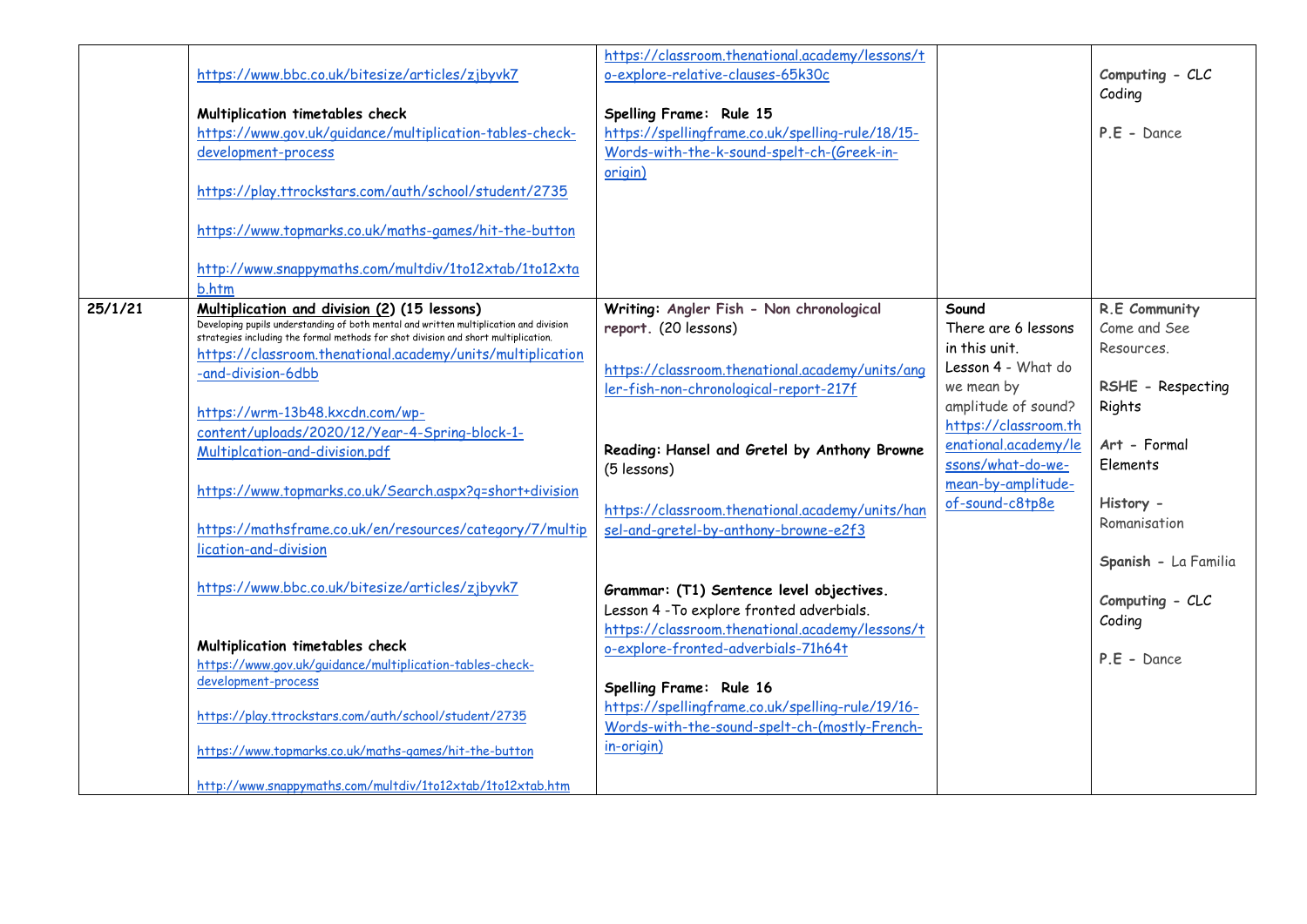| | | | | |
|---|---|---|---|---|
| | https://www.bbc.co.uk/bitesize/articles/zjbyvk7<br><br>**Multiplication timetables check**<br>https://www.gov.uk/guidance/multiplication-tables-check-development-process<br><br>https://play.ttrockstars.com/auth/school/student/2735<br><br>https://www.topmarks.co.uk/maths-games/hit-the-button<br><br>http://www.snappymaths.com/multdiv/1to12xtab/1to12xtab.htm | https://classroom.thenational.academy/lessons/to-explore-relative-clauses-65k30c<br><br>**Spelling Frame: Rule 15**<br>https://spellingframe.co.uk/spelling-rule/18/15-Words-with-the-k-sound-spelt-ch-(Greek-in-origin) | | **Computing - CLC** Coding<br><br>**P.E -** Dance |
| **25/1/21** | **Multiplication and division (2) (15 lessons)**<br>Developing pupils understanding of both mental and written multiplication and division strategies including the formal methods for shot division and short multiplication.<br>https://classroom.thenational.academy/units/multiplication-and-division-6dbb<br><br>https://wrm-13b48.kxcdn.com/wp-content/uploads/2020/12/Year-4-Spring-block-1-Multiplcation-and-division.pdf<br><br>https://www.topmarks.co.uk/Search.aspx?q=short+division<br><br>https://mathsframe.co.uk/en/resources/category/7/multiplication-and-division<br><br>https://www.bbc.co.uk/bitesize/articles/zjbyvk7<br><br>**Multiplication timetables check**<br>https://www.gov.uk/guidance/multiplication-tables-check-development-process<br><br>https://play.ttrockstars.com/auth/school/student/2735<br><br>https://www.topmarks.co.uk/maths-games/hit-the-button<br><br>http://www.snappymaths.com/multdiv/1to12xtab/1to12xtab.htm | **Writing: Angler Fish - Non chronological report.** (20 lessons)<br><br>https://classroom.thenational.academy/units/angler-fish-non-chronological-report-217f<br><br>**Reading: Hansel and Gretel by Anthony Browne** (5 lessons)<br><br>https://classroom.thenational.academy/units/hansel-and-gretel-by-anthony-browne-e2f3<br><br>**Grammar: (T1) Sentence level objectives.**<br>Lesson 4 -To explore fronted adverbials.<br>https://classroom.thenational.academy/lessons/to-explore-fronted-adverbials-71h64t<br><br>**Spelling Frame: Rule 16**<br>https://spellingframe.co.uk/spelling-rule/19/16-Words-with-the-sound-spelt-ch-(mostly-French-in-origin) | **Sound**<br>There are 6 lessons in this unit.<br>Lesson 4 - What do we mean by amplitude of sound?<br>https://classroom.thenational.academy/lessons/what-do-we-mean-by-amplitude-of-sound-c8tp8e | **R.E Community** Come and See Resources.<br><br>**RSHE - Respecting Rights**<br><br>**Art -** Formal Elements<br><br>**History -** Romanisation<br><br>**Spanish -** La Familia<br><br>**Computing - CLC** Coding<br><br>**P.E -** Dance |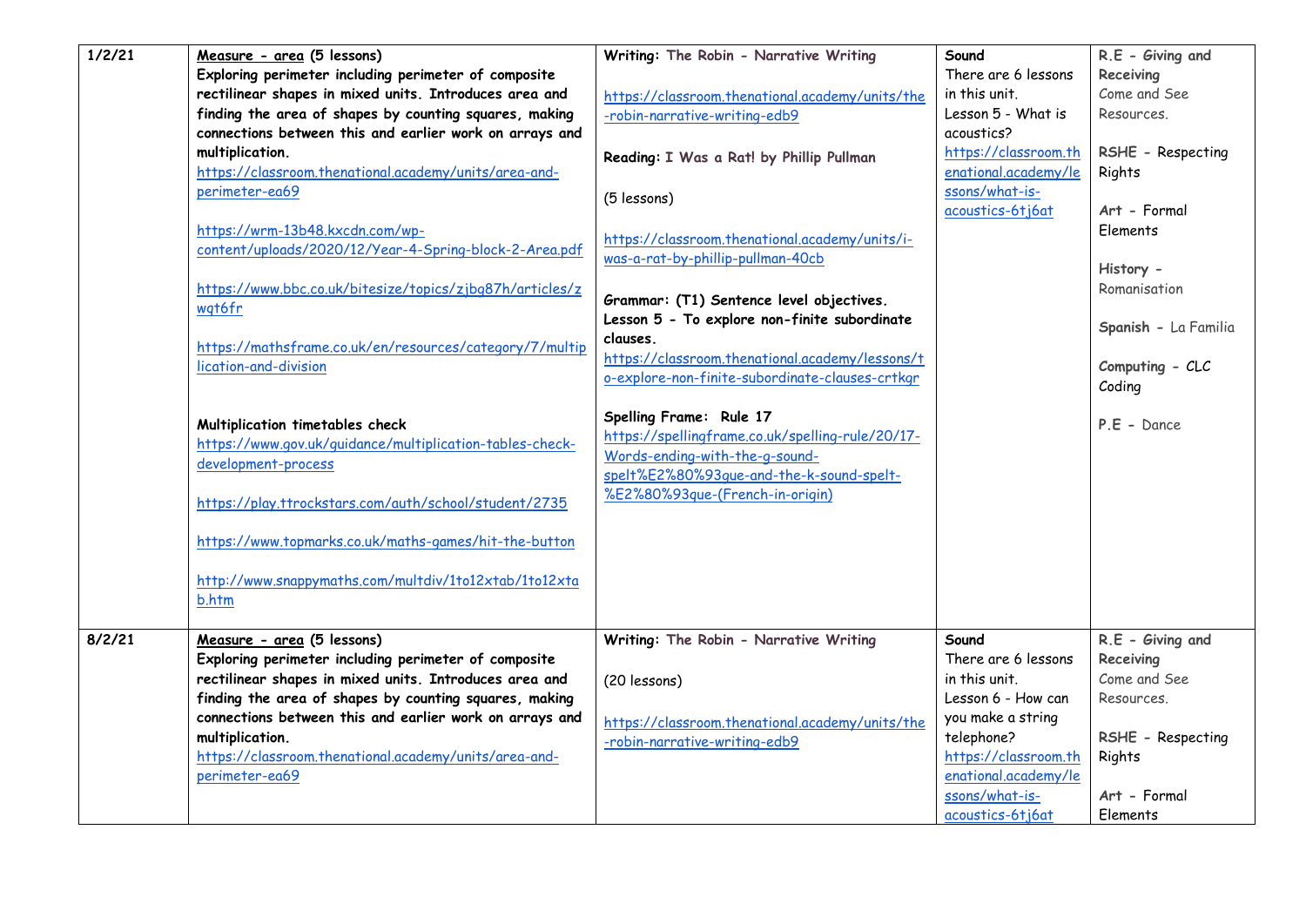| | | | | |
|---|---|---|---|---|
| 1/2/21 | **Measure - area (5 lessons)**<br>**Exploring perimeter including perimeter of composite rectilinear shapes in mixed units. Introduces area and finding the area of shapes by counting squares, making connections between this and earlier work on arrays and multiplication.**<br>https://classroom.thenational.academy/units/area-and-perimeter-ea69<br><br>https://wrm-13b48.kxcdn.com/wp-content/uploads/2020/12/Year-4-Spring-block-2-Area.pdf<br><br>https://www.bbc.co.uk/bitesize/topics/zjbg87h/articles/zwqt6fr<br><br>https://mathsframe.co.uk/en/resources/category/7/multiplication-and-division<br><br>**Multiplication timetables check**<br>https://www.gov.uk/guidance/multiplication-tables-check-development-process<br><br>https://play.ttrockstars.com/auth/school/student/2735<br><br>https://www.topmarks.co.uk/maths-games/hit-the-button<br><br>http://www.snappymaths.com/multdiv/1to12xtab/1to12xtab.htm | **Writing: The Robin - Narrative Writing**<br><br>https://classroom.thenational.academy/units/the-robin-narrative-writing-edb9<br><br>**Reading: I Was a Rat! by Phillip Pullman**<br><br>(5 lessons)<br><br>https://classroom.thenational.academy/units/i-was-a-rat-by-phillip-pullman-40cb<br><br>**Grammar: (T1) Sentence level objectives. Lesson 5 - To explore non-finite subordinate clauses.**<br>https://classroom.thenational.academy/lessons/to-explore-non-finite-subordinate-clauses-crtkgr<br><br>**Spelling Frame: Rule 17**<br>https://spellingframe.co.uk/spelling-rule/20/17-Words-ending-with-the-g-sound-spelt%E2%80%93gue-and-the-k-sound-spelt-%E2%80%93que-(French-in-origin) | **Sound**<br>There are 6 lessons in this unit.<br>Lesson 5 - What is acoustics?<br>https://classroom.thenational.academy/lessons/what-is-acoustics-6tj6at | **R.E - Giving and Receiving**<br>Come and See Resources.<br><br>**RSHE - Respecting Rights**<br><br>**Art - Formal Elements**<br><br>**History - Romanisation**<br><br>**Spanish - La Familia**<br><br>**Computing - CLC Coding**<br><br>**P.E - Dance** |
| 8/2/21 | **Measure - area (5 lessons)**<br>**Exploring perimeter including perimeter of composite rectilinear shapes in mixed units. Introduces area and finding the area of shapes by counting squares, making connections between this and earlier work on arrays and multiplication.**<br>https://classroom.thenational.academy/units/area-and-perimeter-ea69 | **Writing: The Robin - Narrative Writing**<br><br>(20 lessons)<br><br>https://classroom.thenational.academy/units/the-robin-narrative-writing-edb9 | **Sound**<br>There are 6 lessons in this unit.<br>Lesson 6 - How can you make a string telephone?<br>https://classroom.thenational.academy/lessons/what-is-acoustics-6tj6at | **R.E - Giving and Receiving**<br>Come and See Resources.<br><br>**RSHE - Respecting Rights**<br><br>**Art - Formal Elements** |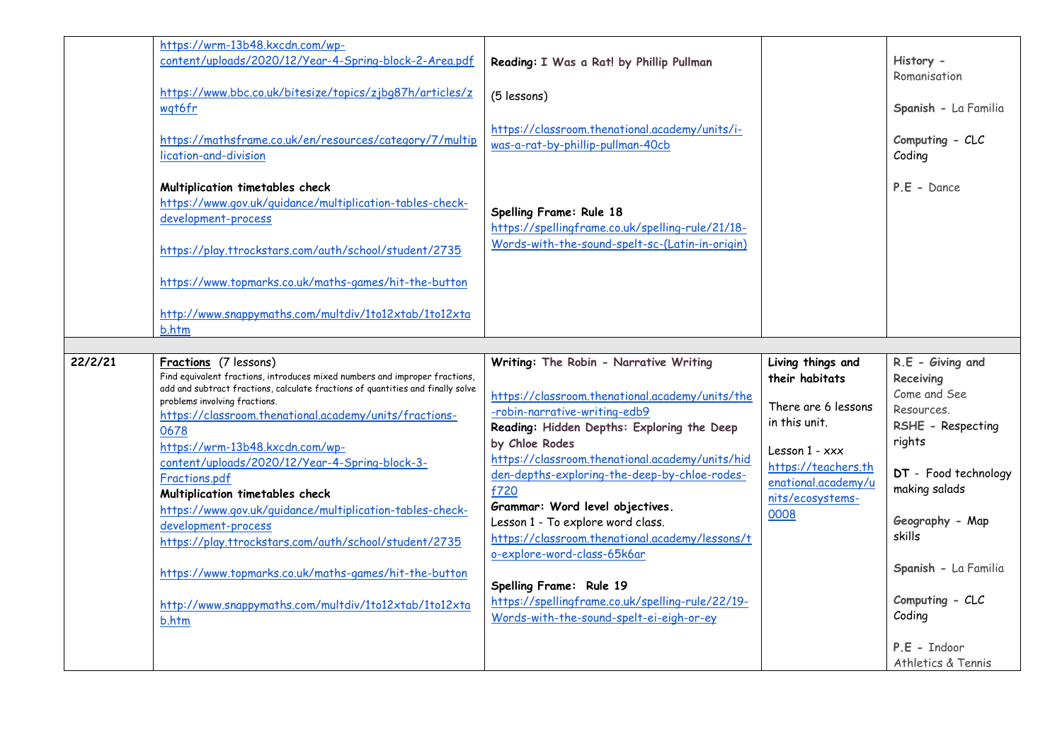| | | | | |
|---|---|---|---|---|
| | https://wrm-13b48.kxcdn.com/wp-content/uploads/2020/12/Year-4-Spring-block-2-Area.pdf<br><br>https://www.bbc.co.uk/bitesize/topics/zjbg87h/articles/zwqt6fr<br><br>https://mathsframe.co.uk/en/resources/category/7/multiplication-and-division<br><br>**Multiplication timetables check**<br>https://www.gov.uk/guidance/multiplication-tables-check-development-process<br><br>https://play.ttrockstars.com/auth/school/student/2735<br><br>https://www.topmarks.co.uk/maths-games/hit-the-button<br><br>http://www.snappymaths.com/multdiv/1to12xtab/1to12xtab.htm | **Reading: I Was a Rat! by Phillip Pullman**<br><br>(5 lessons)<br><br>https://classroom.thenational.academy/units/i-was-a-rat-by-phillip-pullman-40cb<br><br>**Spelling Frame: Rule 18**<br>https://spellingframe.co.uk/spelling-rule/21/18-Words-with-the-sound-spelt-sc-(Latin-in-origin) | | **History** - Romanisation<br><br>**Spanish** - La Familia<br><br>**Computing** - CLC Coding<br><br>**P.E** - Dance |
| | | | | |
| **22/2/21** | **Fractions** (7 lessons)<br>Find equivalent fractions, introduces mixed numbers and improper fractions, add and subtract fractions, calculate fractions of quantities and finally solve problems involving fractions.<br>https://classroom.thenational.academy/units/fractions-0678<br>https://wrm-13b48.kxcdn.com/wp-content/uploads/2020/12/Year-4-Spring-block-3-Fractions.pdf<br>**Multiplication timetables check**<br>https://www.gov.uk/guidance/multiplication-tables-check-development-process<br>https://play.ttrockstars.com/auth/school/student/2735<br><br>https://www.topmarks.co.uk/maths-games/hit-the-button<br><br>http://www.snappymaths.com/multdiv/1to12xtab/1to12xtab.htm | **Writing: The Robin - Narrative Writing**<br><br>https://classroom.thenational.academy/units/the-robin-narrative-writing-edb9<br>**Reading: Hidden Depths: Exploring the Deep by Chloe Rodes**<br>https://classroom.thenational.academy/units/hidden-depths-exploring-the-deep-by-chloe-rodes-f720<br>**Grammar: Word level objectives.**<br>Lesson 1 - To explore word class.<br>https://classroom.thenational.academy/lessons/to-explore-word-class-65k6ar<br><br>**Spelling Frame: Rule 19**<br>https://spellingframe.co.uk/spelling-rule/22/19-Words-with-the-sound-spelt-ei-eigh-or-ey | **Living things and their habitats**<br><br>There are 6 lessons in this unit.<br><br>Lesson 1 - xxx<br>https://teachers.thenational.academy/units/ecosystems-0008 | **R.E - Giving and Receiving**<br>Come and See Resources.<br>**RSHE** - Respecting rights<br><br>**DT** - Food technology making salads<br><br>**Geography** - Map skills<br><br>**Spanish** - La Familia<br><br>**Computing** - CLC Coding<br><br>**P.E** - Indoor Athletics & Tennis |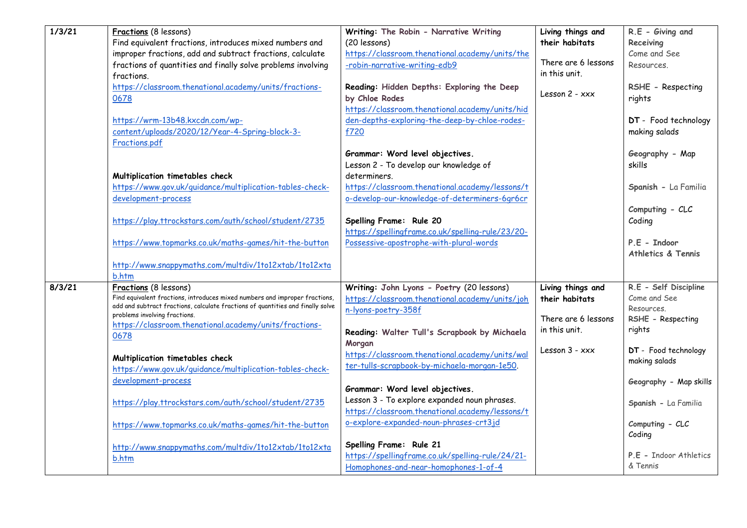| | | | | |
|---|---|---|---|---|
| 1/3/21 | **Fractions** (8 lessons)<br>Find equivalent fractions, introduces mixed numbers and improper fractions, add and subtract fractions, calculate fractions of quantities and finally solve problems involving fractions.<br>https://classroom.thenational.academy/units/fractions-0678<br><br>https://wrm-13b48.kxcdn.com/wp-content/uploads/2020/12/Year-4-Spring-block-3-Fractions.pdf<br><br>**Multiplication timetables check**<br>https://www.gov.uk/guidance/multiplication-tables-check-development-process<br><br>https://play.ttrockstars.com/auth/school/student/2735<br><br>https://www.topmarks.co.uk/maths-games/hit-the-button<br><br>http://www.snappymaths.com/multdiv/1to12xtab/1to12xtab.htm | **Writing: The Robin - Narrative Writing** (20 lessons)<br>https://classroom.thenational.academy/units/the-robin-narrative-writing-edb9<br><br>**Reading: Hidden Depths: Exploring the Deep by Chloe Rodes**<br>https://classroom.thenational.academy/units/hidden-depths-exploring-the-deep-by-chloe-rodes-f720<br><br>**Grammar: Word level objectives.**<br>Lesson 2 - To develop our knowledge of determiners.<br>https://classroom.thenational.academy/lessons/to-develop-our-knowledge-of-determiners-6gr6cr<br><br>**Spelling Frame: Rule 20**<br>https://spellingframe.co.uk/spelling-rule/23/20-Possessive-apostrophe-with-plural-words | **Living things and their habitats**<br><br>There are 6 lessons in this unit.<br><br>Lesson 2 - xxx | **R.E - Giving and Receiving**<br>Come and See Resources.<br><br>**RSHE** - Respecting rights<br><br>**DT** - Food technology making salads<br><br>**Geography** - Map skills<br><br>**Spanish** - La Familia<br><br>**Computing** - CLC Coding<br><br>**P.E - Indoor Athletics & Tennis** |
| 8/3/21 | **Fractions** (8 lessons)<br>Find equivalent fractions, introduces mixed numbers and improper fractions, add and subtract fractions, calculate fractions of quantities and finally solve problems involving fractions.<br>https://classroom.thenational.academy/units/fractions-0678<br><br>**Multiplication timetables check**<br>https://www.gov.uk/guidance/multiplication-tables-check-development-process<br><br>https://play.ttrockstars.com/auth/school/student/2735<br><br>https://www.topmarks.co.uk/maths-games/hit-the-button<br><br>http://www.snappymaths.com/multdiv/1to12xtab/1to12xtab.htm | **Writing: John Lyons - Poetry** (20 lessons)<br>https://classroom.thenational.academy/units/john-lyons-poetry-358f<br><br>**Reading: Walter Tull's Scrapbook by Michaela Morgan**<br>https://classroom.thenational.academy/units/walter-tulls-scrapbook-by-michaela-morgan-1e50.<br><br>**Grammar: Word level objectives.**<br>Lesson 3 - To explore expanded noun phrases.<br>https://classroom.thenational.academy/lessons/to-explore-expanded-noun-phrases-crt3jd<br><br>**Spelling Frame: Rule 21**<br>https://spellingframe.co.uk/spelling-rule/24/21-Homophones-and-near-homophones-1-of-4 | **Living things and their habitats**<br><br>There are 6 lessons in this unit.<br><br>Lesson 3 - xxx | **R.E - Self Discipline**<br>Come and See Resources.<br>**RSHE** - Respecting rights<br><br>**DT** - Food technology making salads<br><br>**Geography** - Map skills<br><br>**Spanish** - La Familia<br><br>**Computing** - CLC Coding<br><br>**P.E** - Indoor Athletics & Tennis |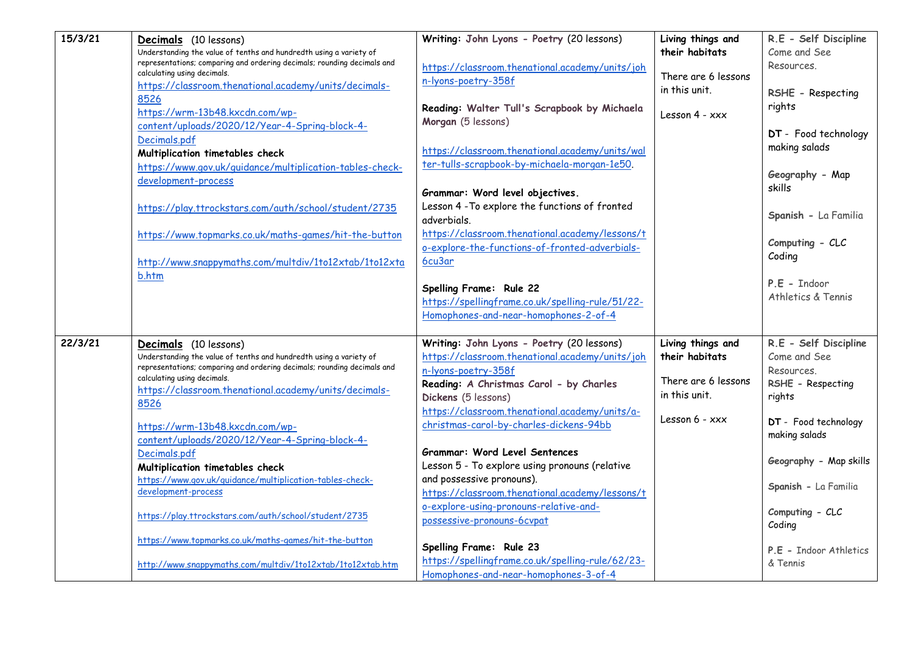| | | | | |
|---|---|---|---|---|
| 15/3/21 | **Decimals** (10 lessons)<br>Understanding the value of tenths and hundredth using a variety of representations; comparing and ordering decimals; rounding decimals and calculating using decimals.<br>https://classroom.thenational.academy/units/decimals-8526<br>https://wrm-13b48.kxcdn.com/wp-content/uploads/2020/12/Year-4-Spring-block-4-Decimals.pdf<br>**Multiplication timetables check**<br>https://www.gov.uk/guidance/multiplication-tables-check-development-process<br><br>https://play.ttrockstars.com/auth/school/student/2735<br><br>https://www.topmarks.co.uk/maths-games/hit-the-button<br><br>http://www.snappymaths.com/multdiv/1to12xtab/1to12xtab.htm | **Writing: John Lyons - Poetry** (20 lessons)<br><br>https://classroom.thenational.academy/units/john-lyons-poetry-358f<br><br>**Reading: Walter Tull's Scrapbook by Michaela Morgan** (5 lessons)<br><br>https://classroom.thenational.academy/units/walter-tulls-scrapbook-by-michaela-morgan-1e50.<br><br>**Grammar: Word level objectives.**<br>Lesson 4 -To explore the functions of fronted adverbials.<br>https://classroom.thenational.academy/lessons/to-explore-the-functions-of-fronted-adverbials-6cu3ar<br><br>**Spelling Frame: Rule 22**<br>https://spellingframe.co.uk/spelling-rule/51/22-Homophones-and-near-homophones-2-of-4 | **Living things and their habitats**<br><br>There are 6 lessons in this unit.<br><br>Lesson 4 - xxx | **R.E - Self Discipline** Come and See Resources.<br><br>**RSHE - Respecting rights**<br><br>**DT** - Food technology making salads<br><br>**Geography - Map skills**<br><br>**Spanish** - La Familia<br><br>**Computing - CLC Coding**<br><br>**P.E** - Indoor Athletics & Tennis |
| 22/3/21 | **Decimals** (10 lessons)<br>Understanding the value of tenths and hundredth using a variety of representations; comparing and ordering decimals; rounding decimals and calculating using decimals.<br>https://classroom.thenational.academy/units/decimals-8526<br><br>https://wrm-13b48.kxcdn.com/wp-content/uploads/2020/12/Year-4-Spring-block-4-Decimals.pdf<br>**Multiplication timetables check**<br>https://www.gov.uk/guidance/multiplication-tables-check-development-process<br><br>https://play.ttrockstars.com/auth/school/student/2735<br><br>https://www.topmarks.co.uk/maths-games/hit-the-button<br><br>http://www.snappymaths.com/multdiv/1to12xtab/1to12xtab.htm | **Writing: John Lyons - Poetry** (20 lessons)<br>https://classroom.thenational.academy/units/john-lyons-poetry-358f<br>**Reading: A Christmas Carol - by Charles Dickens** (5 lessons)<br>https://classroom.thenational.academy/units/a-christmas-carol-by-charles-dickens-94bb<br><br>**Grammar: Word Level Sentences**<br>Lesson 5 - To explore using pronouns (relative and possessive pronouns).<br>https://classroom.thenational.academy/lessons/to-explore-using-pronouns-relative-and-possessive-pronouns-6cvpat<br><br>**Spelling Frame: Rule 23**<br>https://spellingframe.co.uk/spelling-rule/62/23-Homophones-and-near-homophones-3-of-4 | **Living things and their habitats**<br><br>There are 6 lessons in this unit.<br><br>Lesson 6 - xxx | **R.E - Self Discipline** Come and See Resources.<br>**RSHE - Respecting rights**<br><br>**DT** - Food technology making salads<br><br>**Geography** - Map skills<br><br>**Spanish** - La Familia<br><br>**Computing - CLC Coding**<br><br>**P.E** - Indoor Athletics & Tennis |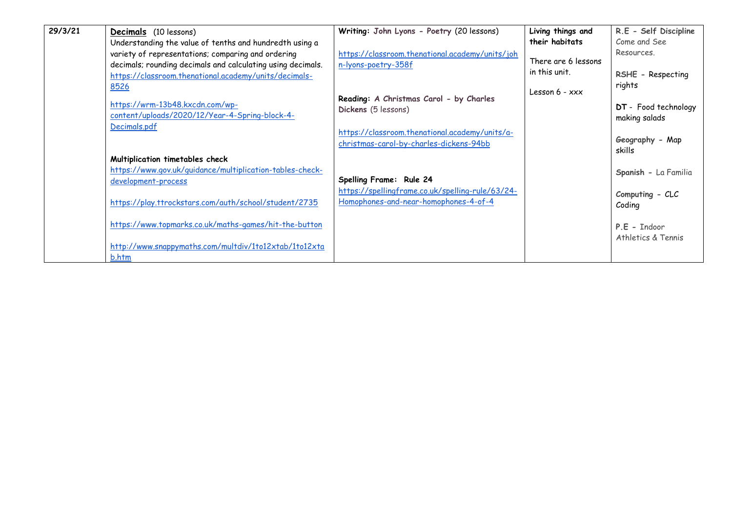| | | | | |
|---|---|---|---|---|
| **29/3/21** | **Decimals** (10 lessons)<br>Understanding the value of tenths and hundredth using a variety of representations; comparing and ordering decimals; rounding decimals and calculating using decimals.<br>https://classroom.thenational.academy/units/decimals-8526<br><br>https://wrm-13b48.kxcdn.com/wp-content/uploads/2020/12/Year-4-Spring-block-4-Decimals.pdf<br><br>**Multiplication timetables check**<br>https://www.gov.uk/guidance/multiplication-tables-check-development-process<br><br>https://play.ttrockstars.com/auth/school/student/2735<br><br>https://www.topmarks.co.uk/maths-games/hit-the-button<br><br>http://www.snappymaths.com/multdiv/1to12xtab/1to12xtab.htm | **Writing: John Lyons - Poetry** (20 lessons)<br><br>https://classroom.thenational.academy/units/john-lyons-poetry-358f<br><br>**Reading: A Christmas Carol - by Charles Dickens** (5 lessons)<br><br>https://classroom.thenational.academy/units/a-christmas-carol-by-charles-dickens-94bb<br><br>**Spelling Frame: Rule 24**<br>https://spellingframe.co.uk/spelling-rule/63/24-Homophones-and-near-homophones-4-of-4 | **Living things and their habitats**<br><br>There are 6 lessons in this unit.<br><br>Lesson 6 - xxx | **R.E - Self Discipline**<br>Come and See Resources.<br><br>**RSHE** - Respecting rights<br><br>**DT** - Food technology making salads<br><br>**Geography** - Map skills<br><br>**Spanish** - La Familia<br><br>**Computing** - CLC Coding<br><br>**P.E** - Indoor Athletics & Tennis |